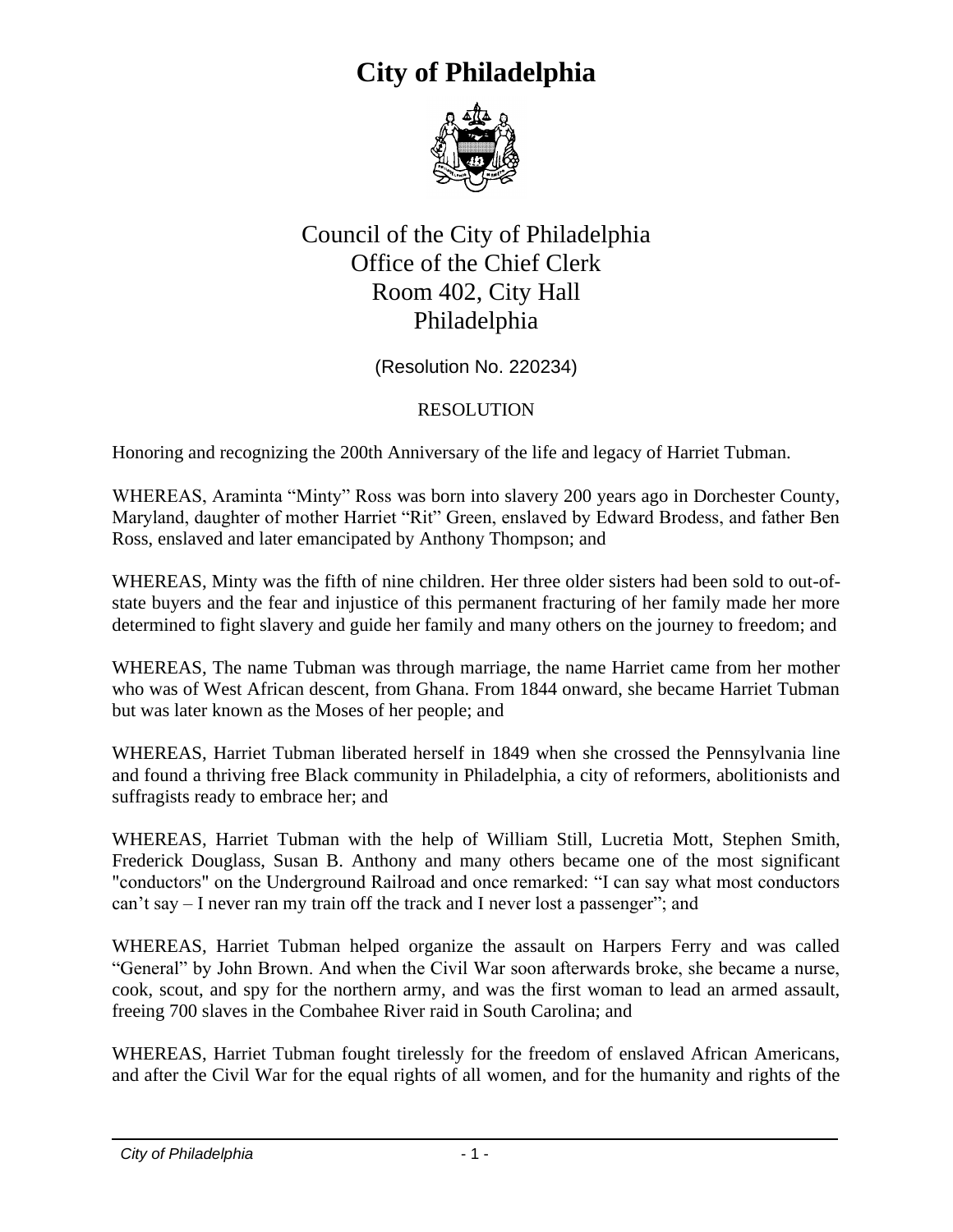# City of Philadelphia

Council of the City of Philadelphia
Office of the Chief Clerk
Room 402, City Hall
Philadelphia

(Resolution No. 220234)

RESOLUTION

Honoring and recognizing the 200th Anniversary of the life and legacy of Harriet Tubman.

WHEREAS, Araminta "Minty" Ross was born into slavery 200 years ago in Dorchester County, Maryland, daughter of mother Harriet "Rit" Green, enslaved by Edward Brodess, and father Ben Ross, enslaved and later emancipated by Anthony Thompson; and

WHEREAS, Minty was the fifth of nine children. Her three older sisters had been sold to out-of-state buyers and the fear and injustice of this permanent fracturing of her family made her more determined to fight slavery and guide her family and many others on the journey to freedom; and

WHEREAS, The name Tubman was through marriage, the name Harriet came from her mother who was of West African descent, from Ghana. From 1844 onward, she became Harriet Tubman but was later known as the Moses of her people; and

WHEREAS, Harriet Tubman liberated herself in 1849 when she crossed the Pennsylvania line and found a thriving free Black community in Philadelphia, a city of reformers, abolitionists and suffragists ready to embrace her; and

WHEREAS, Harriet Tubman with the help of William Still, Lucretia Mott, Stephen Smith, Frederick Douglass, Susan B. Anthony and many others became one of the most significant "conductors" on the Underground Railroad and once remarked: "I can say what most conductors can't say – I never ran my train off the track and I never lost a passenger"; and

WHEREAS, Harriet Tubman helped organize the assault on Harpers Ferry and was called "General" by John Brown. And when the Civil War soon afterwards broke, she became a nurse, cook, scout, and spy for the northern army, and was the first woman to lead an armed assault, freeing 700 slaves in the Combahee River raid in South Carolina; and

WHEREAS, Harriet Tubman fought tirelessly for the freedom of enslaved African Americans, and after the Civil War for the equal rights of all women, and for the humanity and rights of the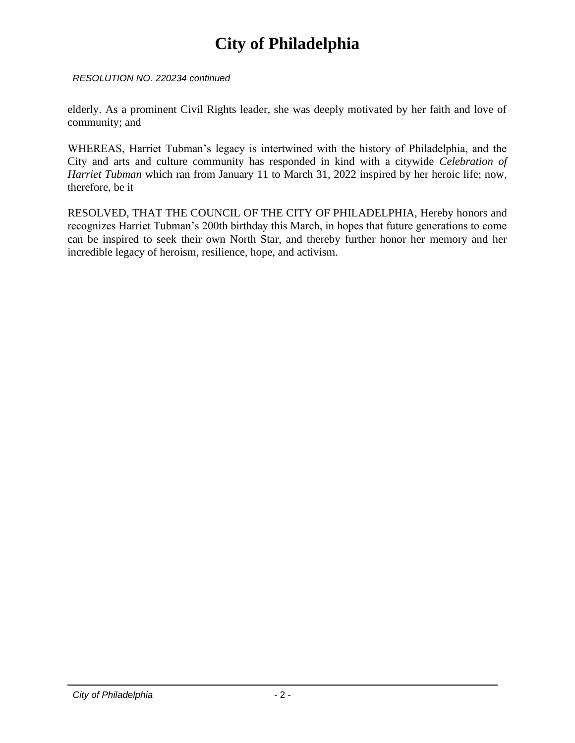*RESOLUTION NO. 220234 continued*

elderly. As a prominent Civil Rights leader, she was deeply motivated by her faith and love of community; and

WHEREAS, Harriet Tubman's legacy is intertwined with the history of Philadelphia, and the City and arts and culture community has responded in kind with a citywide *Celebration of Harriet Tubman* which ran from January 11 to March 31, 2022 inspired by her heroic life; now, therefore, be it

RESOLVED, THAT THE COUNCIL OF THE CITY OF PHILADELPHIA, Hereby honors and recognizes Harriet Tubman's 200th birthday this March, in hopes that future generations to come can be inspired to seek their own North Star, and thereby further honor her memory and her incredible legacy of heroism, resilience, hope, and activism.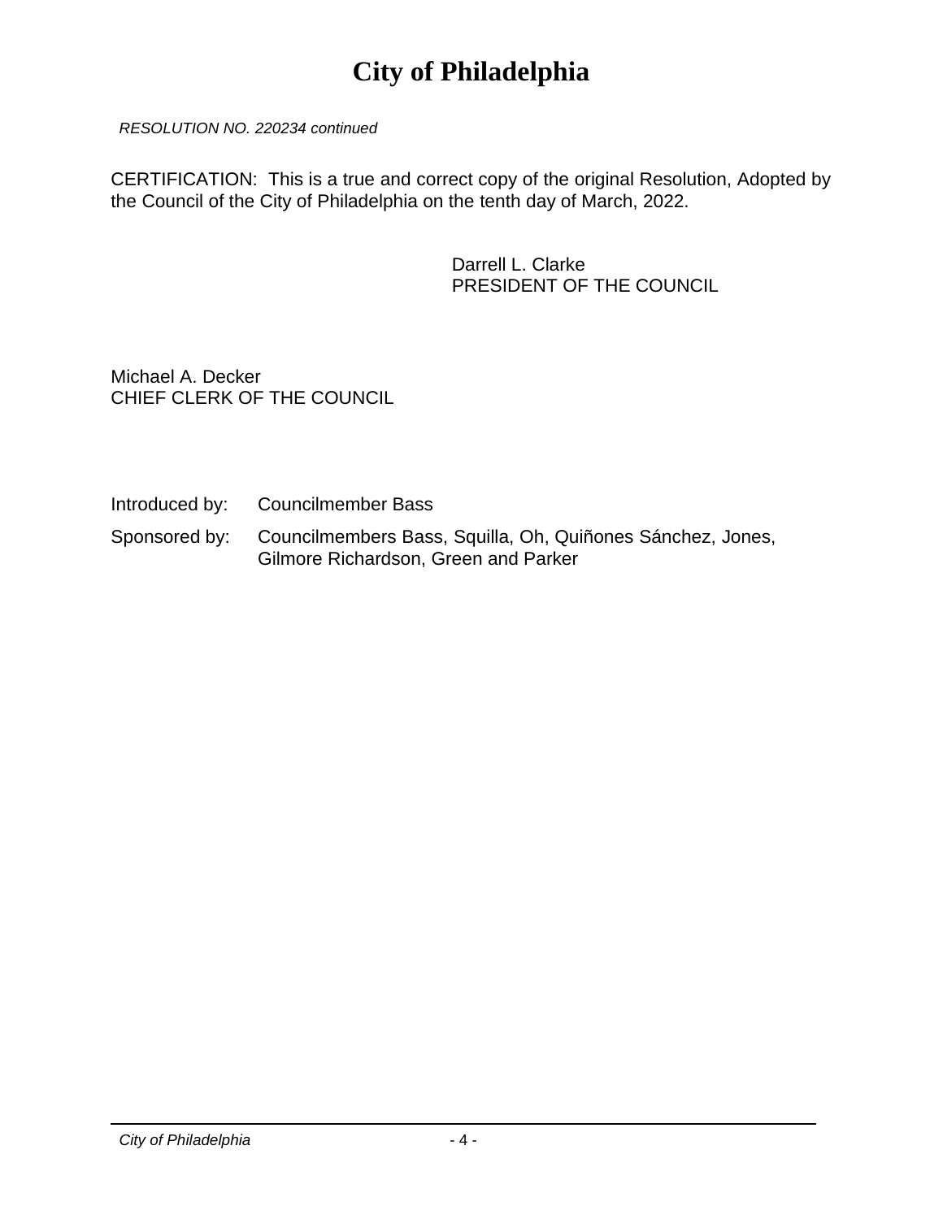*RESOLUTION NO. 220234 continued*

CERTIFICATION: This is a true and correct copy of the original Resolution, Adopted by the Council of the City of Philadelphia on the tenth day of March, 2022.

Darrell L. Clarke
PRESIDENT OF THE COUNCIL

Michael A. Decker
CHIEF CLERK OF THE COUNCIL

Introduced by: Councilmember Bass

Sponsored by: Councilmembers Bass, Squilla, Oh, Quiñones Sánchez, Jones, Gilmore Richardson, Green and Parker